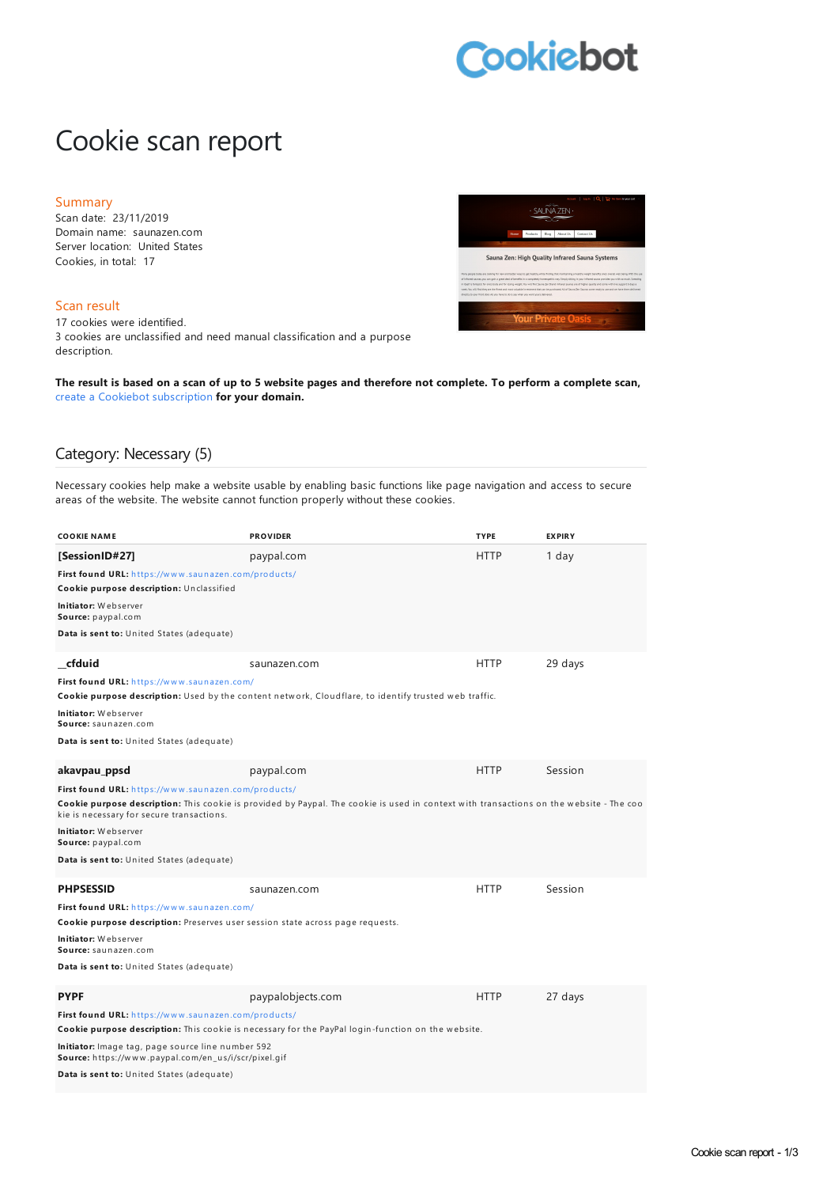# Cookie scan report

## Summary

Scan date: 23/11/2019
Domain name: saunazen.com
Server location: United States
Cookies, in total: 17

## Scan result

17 cookies were identified.
3 cookies are unclassified and need manual classification and a purpose description.

**The result is based on a scan of up to 5 website pages and therefore not complete. To perform a complete scan,** create a Cookiebot subscription **for your domain.**

## Category: Necessary (5)

Necessary cookies help make a website usable by enabling basic functions like page navigation and access to secure areas of the website. The website cannot function properly without these cookies.

| COOKIE NAME | PROVIDER | TYPE | EXPIRY |
|---|---|---|---|
| **[SessionID#27]** | paypal.com | HTTP | 1 day |

**First found URL:** https://www.saunazen.com/products/
**Cookie purpose description:** Unclassified
**Initiator:** Webserver
**Source:** paypal.com
**Data is sent to:** United States (adequate)

| COOKIE NAME | PROVIDER | TYPE | EXPIRY |
|---|---|---|---|
| **__cfduid** | saunazen.com | HTTP | 29 days |

**First found URL:** https://www.saunazen.com/
**Cookie purpose description:** Used by the content network, Cloudflare, to identify trusted web traffic.
**Initiator:** Webserver
**Source:** saunazen.com
**Data is sent to:** United States (adequate)

| COOKIE NAME | PROVIDER | TYPE | EXPIRY |
|---|---|---|---|
| **akavpau_ppsd** | paypal.com | HTTP | Session |

**First found URL:** https://www.saunazen.com/products/
**Cookie purpose description:** This cookie is provided by Paypal. The cookie is used in context with transactions on the website - The cookie is necessary for secure transactions.
**Initiator:** Webserver
**Source:** paypal.com
**Data is sent to:** United States (adequate)

| COOKIE NAME | PROVIDER | TYPE | EXPIRY |
|---|---|---|---|
| **PHPSESSID** | saunazen.com | HTTP | Session |

**First found URL:** https://www.saunazen.com/
**Cookie purpose description:** Preserves user session state across page requests.
**Initiator:** Webserver
**Source:** saunazen.com
**Data is sent to:** United States (adequate)

| COOKIE NAME | PROVIDER | TYPE | EXPIRY |
|---|---|---|---|
| **PYPF** | paypalobjects.com | HTTP | 27 days |

**First found URL:** https://www.saunazen.com/products/
**Cookie purpose description:** This cookie is necessary for the PayPal login-function on the website.
**Initiator:** Image tag, page source line number 592
**Source:** https://www.paypal.com/en_us/i/scr/pixel.gif
**Data is sent to:** United States (adequate)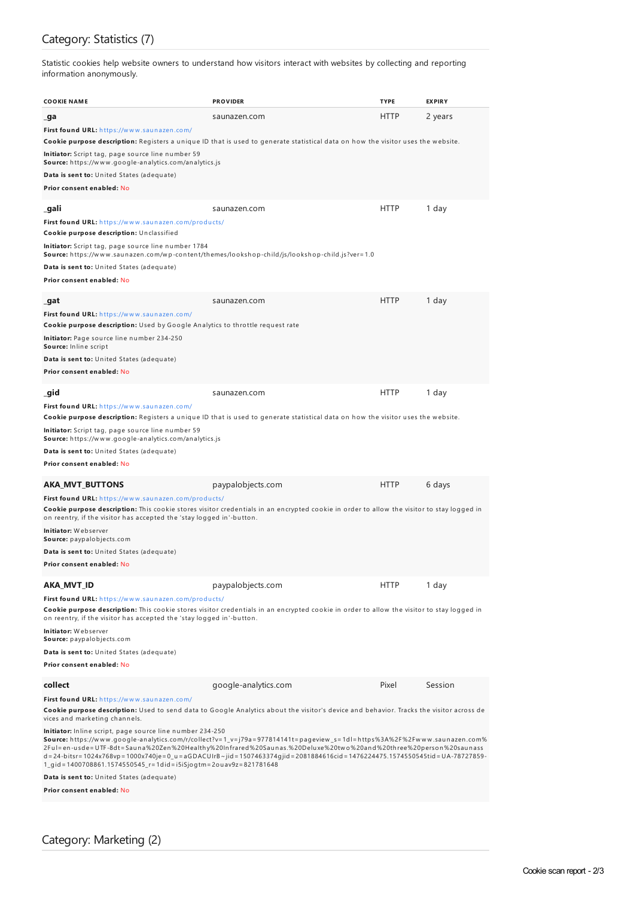## Category: Statistics (7)

Statistic cookies help website owners to understand how visitors interact with websites by collecting and reporting information anonymously.

| COOKIE NAME | PROVIDER | TYPE | EXPIRY |
|---|---|---|---|
| **_ga** | saunazen.com | HTTP | 2 years |

**First found URL:** https://www.saunazen.com/

**Cookie purpose description:** Registers a unique ID that is used to generate statistical data on how the visitor uses the website.

**Initiator:** Script tag, page source line number 59
**Source:** https://www.google-analytics.com/analytics.js

**Data is sent to:** United States (adequate)

**Prior consent enabled:** No

| COOKIE NAME | PROVIDER | TYPE | EXPIRY |
|---|---|---|---|
| **_gali** | saunazen.com | HTTP | 1 day |

**First found URL:** https://www.saunazen.com/products/

**Cookie purpose description:** Unclassified

**Initiator:** Script tag, page source line number 1784
**Source:** https://www.saunazen.com/wp-content/themes/lookshop-child/js/lookshop-child.js?ver=1.0

**Data is sent to:** United States (adequate)

**Prior consent enabled:** No

| COOKIE NAME | PROVIDER | TYPE | EXPIRY |
|---|---|---|---|
| **_gat** | saunazen.com | HTTP | 1 day |

**First found URL:** https://www.saunazen.com/

**Cookie purpose description:** Used by Google Analytics to throttle request rate

**Initiator:** Page source line number 234-250
**Source:** Inline script

**Data is sent to:** United States (adequate)

**Prior consent enabled:** No

| COOKIE NAME | PROVIDER | TYPE | EXPIRY |
|---|---|---|---|
| **_gid** | saunazen.com | HTTP | 1 day |

**First found URL:** https://www.saunazen.com/

**Cookie purpose description:** Registers a unique ID that is used to generate statistical data on how the visitor uses the website.

**Initiator:** Script tag, page source line number 59
**Source:** https://www.google-analytics.com/analytics.js

**Data is sent to:** United States (adequate)

**Prior consent enabled:** No

| COOKIE NAME | PROVIDER | TYPE | EXPIRY |
|---|---|---|---|
| **AKA_MVT_BUTTONS** | paypalobjects.com | HTTP | 6 days |

**First found URL:** https://www.saunazen.com/products/

**Cookie purpose description:** This cookie stores visitor credentials in an encrypted cookie in order to allow the visitor to stay logged in on reentry, if the visitor has accepted the 'stay logged in'-button.

**Initiator:** Webserver
**Source:** paypalobjects.com

**Data is sent to:** United States (adequate)

**Prior consent enabled:** No

| COOKIE NAME | PROVIDER | TYPE | EXPIRY |
|---|---|---|---|
| **AKA_MVT_ID** | paypalobjects.com | HTTP | 1 day |

**First found URL:** https://www.saunazen.com/products/

**Cookie purpose description:** This cookie stores visitor credentials in an encrypted cookie in order to allow the visitor to stay logged in on reentry, if the visitor has accepted the 'stay logged in'-button.

**Initiator:** Webserver
**Source:** paypalobjects.com

**Data is sent to:** United States (adequate)

**Prior consent enabled:** No

| COOKIE NAME | PROVIDER | TYPE | EXPIRY |
|---|---|---|---|
| **collect** | google-analytics.com | Pixel | Session |

**First found URL:** https://www.saunazen.com/

**Cookie purpose description:** Used to send data to Google Analytics about the visitor's device and behavior. Tracks the visitor across devices and marketing channels.

**Initiator:** Inline script, page source line number 234-250
**Source:** https://www.google-analytics.com/r/collect?v=1_v=j79a=977814141t=pageview_s=1dl=https%3A%2F%2Fwww.saunazen.com%2Ful=en-usde=UTF-8dt=Sauna%20Zen%20Healthy%20Infrared%20Saunas.%20Deluxe%20two%20and%20three%20person%20saunassd=24-bitsr=1024x768vp=1000x740je=0_u=aGDACUIrB~jid=1507463374gjid=2081884616cid=1476224475.1574550545tid=UA-78727859-1_gid=1400708861.1574550545_r=1did=i5iSjogtm=2ouav9z=821781648

**Data is sent to:** United States (adequate)

**Prior consent enabled:** No

## Category: Marketing (2)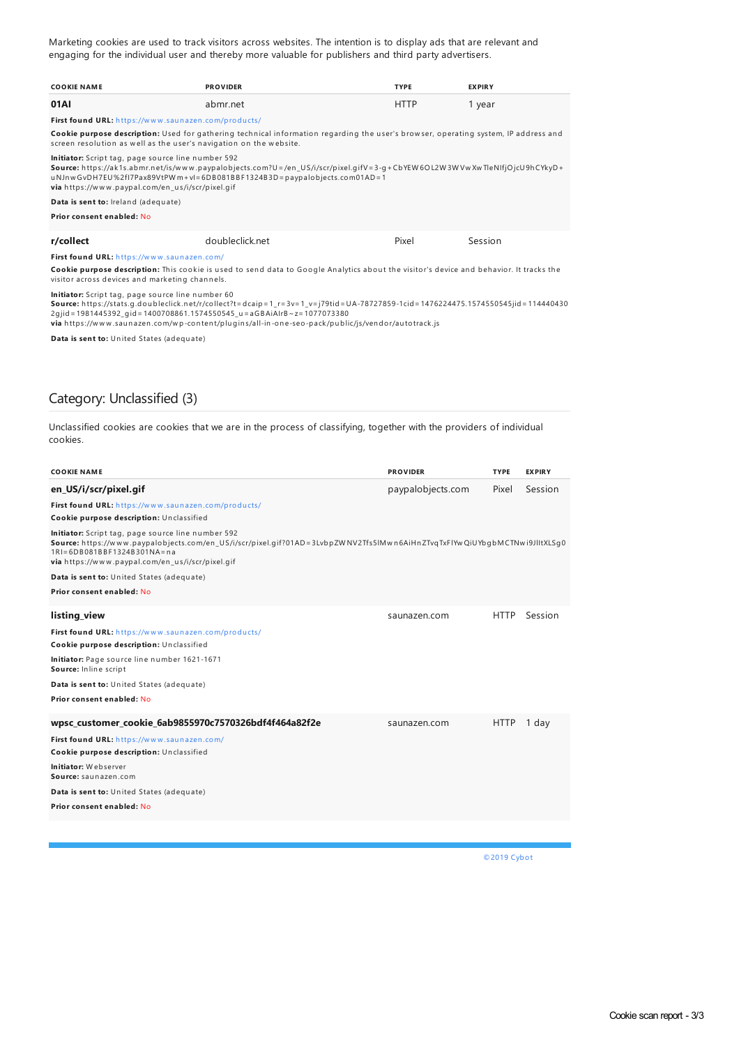Marketing cookies are used to track visitors across websites. The intention is to display ads that are relevant and engaging for the individual user and thereby more valuable for publishers and third party advertisers.

| COOKIE NAME | PROVIDER | TYPE | EXPIRY |
| --- | --- | --- | --- |
| **01AI** | abmr.net | HTTP | 1 year |

**First found URL:** https://www.saunazen.com/products/

**Cookie purpose description:** Used for gathering technical information regarding the user's browser, operating system, IP address and screen resolution as well as the user's navigation on the website.

**Initiator:** Script tag, page source line number 592
**Source:** https://ak1s.abmr.net/is/www.paypalobjects.com?U=/en_US/i/scr/pixel.gifV=3-g+CbYEW6OL2W3WVwXwTleNIfjOjcU9hCYkyD+uNJnwGvDH7EU%2fI7Pax89VtPWm+vl=6DB081BBF1324B3D=paypalobjects.com01AD=1
**via** https://www.paypal.com/en_us/i/scr/pixel.gif

**Data is sent to:** Ireland (adequate)

**Prior consent enabled:** No

| COOKIE NAME | PROVIDER | TYPE | EXPIRY |
| --- | --- | --- | --- |
| **r/collect** | doubleclick.net | Pixel | Session |

**First found URL:** https://www.saunazen.com/

**Cookie purpose description:** This cookie is used to send data to Google Analytics about the visitor's device and behavior. It tracks the visitor across devices and marketing channels.

**Initiator:** Script tag, page source line number 60
**Source:** https://stats.g.doubleclick.net/r/collect?t=dcaip=1_r=3v=1_v=j79tid=UA-78727859-1cid=1476224475.1574550545jid=1144408302gjid=1981445392_gid=1400708861.1574550545_u=aGBAiAIrB~z=1077073380
**via** https://www.saunazen.com/wp-content/plugins/all-in-one-seo-pack/public/js/vendor/autotrack.js

**Data is sent to:** United States (adequate)

## Category: Unclassified (3)

Unclassified cookies are cookies that we are in the process of classifying, together with the providers of individual cookies.

| COOKIE NAME | PROVIDER | TYPE | EXPIRY |
| --- | --- | --- | --- |
| **en_US/i/scr/pixel.gif** | paypalobjects.com | Pixel | Session |

**First found URL:** https://www.saunazen.com/products/

**Cookie purpose description:** Unclassified

**Initiator:** Script tag, page source line number 592
**Source:** https://www.paypalobjects.com/en_US/i/scr/pixel.gif?01AD=3LvbpZWNV2Tfs5lMwn6AiHnZTvqTxFIYwQiUYbgbMCTNwi9JlltXLSg01RI=6DB081BBF1324B301NA=na
**via** https://www.paypal.com/en_us/i/scr/pixel.gif

**Data is sent to:** United States (adequate)

**Prior consent enabled:** No

| COOKIE NAME | PROVIDER | TYPE | EXPIRY |
| --- | --- | --- | --- |
| **listing_view** | saunazen.com | HTTP | Session |

**First found URL:** https://www.saunazen.com/products/

**Cookie purpose description:** Unclassified

**Initiator:** Page source line number 1621-1671
**Source:** Inline script

**Data is sent to:** United States (adequate)

**Prior consent enabled:** No

| COOKIE NAME | PROVIDER | TYPE | EXPIRY |
| --- | --- | --- | --- |
| **wpsc_customer_cookie_6ab9855970c7570326bdf4f464a82f2e** | saunazen.com | HTTP | 1 day |

**First found URL:** https://www.saunazen.com/

**Cookie purpose description:** Unclassified

**Initiator:** Webserver
**Source:** saunazen.com

**Data is sent to:** United States (adequate)

**Prior consent enabled:** No

©2019 Cybot